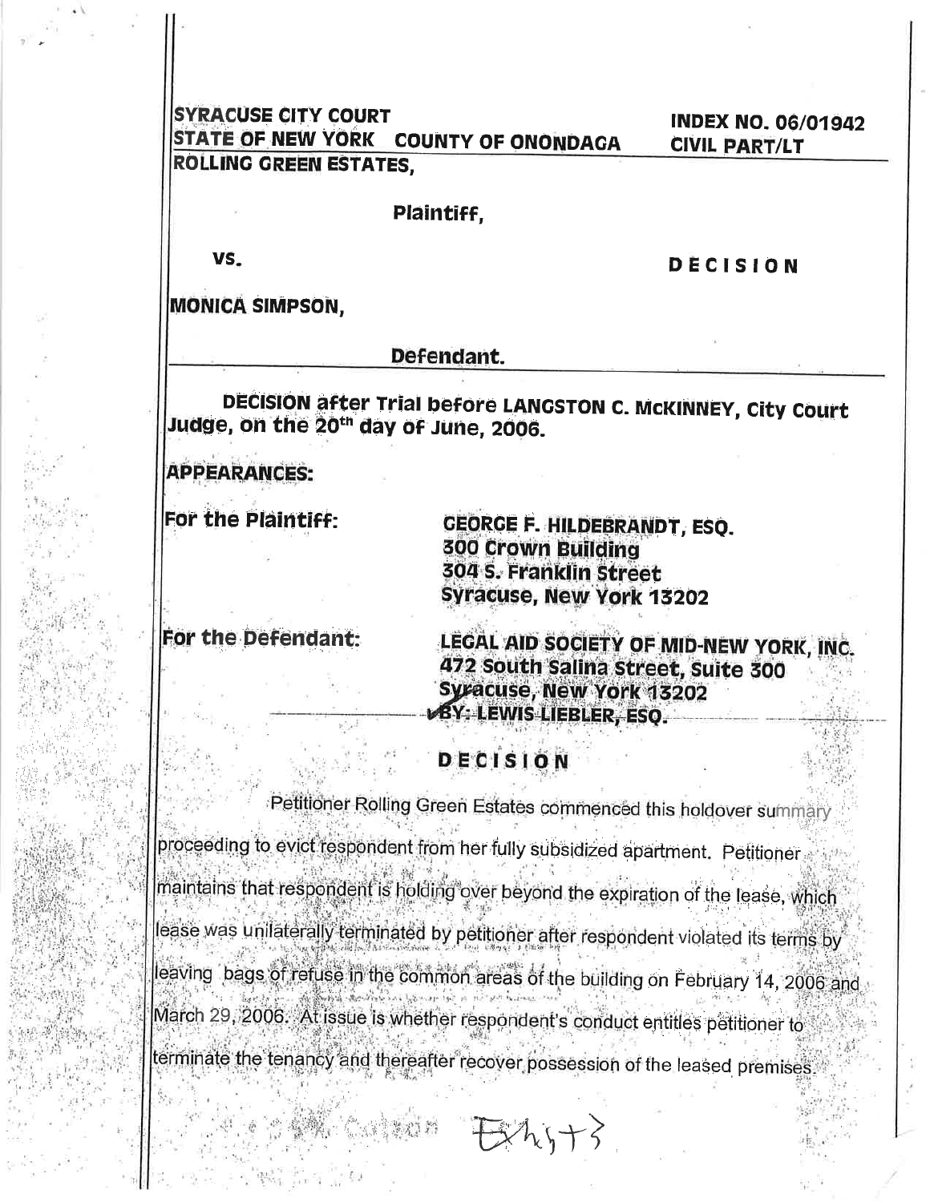SYRACUSE CITY COURT
STATE OF NEW YORK   COUNTY OF ONONDAGA

INDEX NO. 06/01942
CIVIL PART/LT

ROLLING GREEN ESTATES,

Plaintiff,

vs.

**DECISION**

MONICA SIMPSON,

Defendant.

---

**DECISION after Trial before LANGSTON C. McKINNEY, City Court Judge, on the 20th day of June, 2006.**

**APPEARANCES:**

**For the Plaintiff:**

GEORGE F. HILDEBRANDT, ESQ.
300 Crown Building
304 S. Franklin Street
Syracuse, New York 13202

**For the Defendant:**

LEGAL AID SOCIETY OF MID-NEW YORK, INC.
472 South Salina Street, Suite 300
Syracuse, New York 13202
BY: LEWIS LIEBLER, ESQ.

## DECISION

Petitioner Rolling Green Estates commenced this holdover summary proceeding to evict respondent from her fully subsidized apartment. Petitioner maintains that respondent is holding over beyond the expiration of the lease, which lease was unilaterally terminated by petitioner after respondent violated its terms by leaving bags of refuse in the common areas of the building on February 14, 2006 and March 29, 2006. At issue is whether respondent's conduct entitles petitioner to terminate the tenancy and thereafter recover possession of the leased premises.

Exhibit 3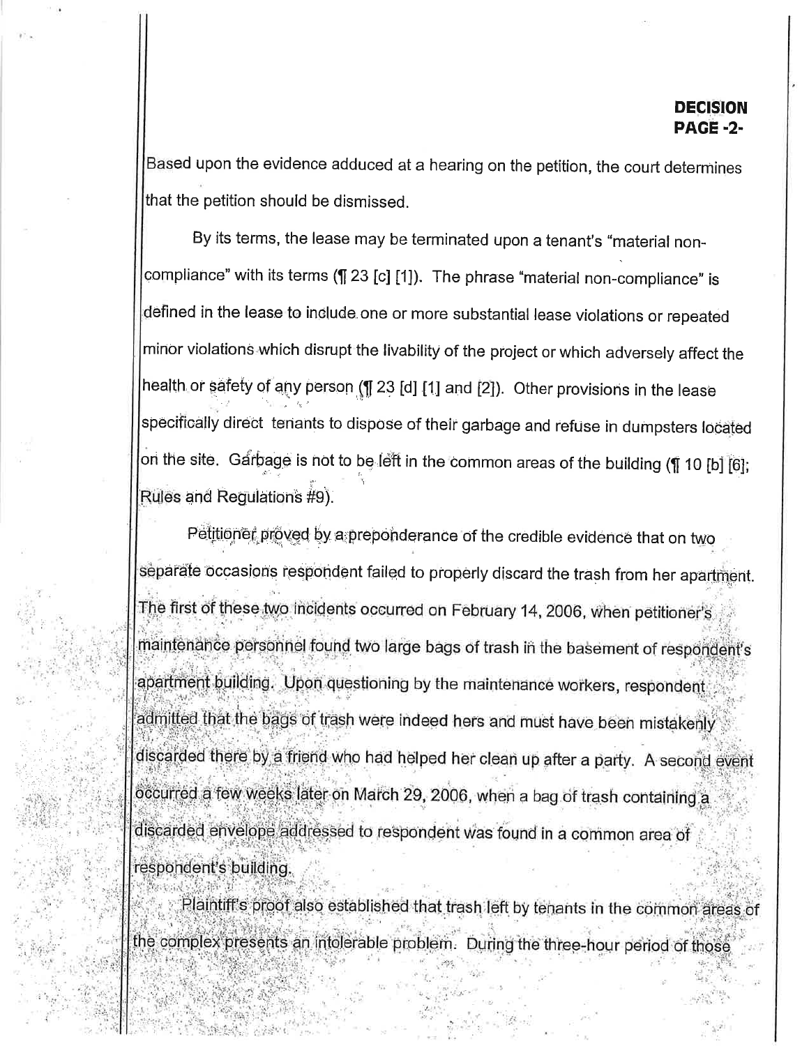Based upon the evidence adduced at a hearing on the petition, the court determines that the petition should be dismissed.

By its terms, the lease may be terminated upon a tenant's "material non-compliance" with its terms (¶ 23 [c] [1]). The phrase "material non-compliance" is defined in the lease to include one or more substantial lease violations or repeated minor violations which disrupt the livability of the project or which adversely affect the health or safety of any person (¶ 23 [d] [1] and [2]). Other provisions in the lease specifically direct tenants to dispose of their garbage and refuse in dumpsters located on the site. Garbage is not to be left in the common areas of the building (¶ 10 [b] [6]; Rules and Regulations #9).

Petitioner proved by a preponderance of the credible evidence that on two separate occasions respondent failed to properly discard the trash from her apartment. The first of these two incidents occurred on February 14, 2006, when petitioner's maintenance personnel found two large bags of trash in the basement of respondent's apartment building. Upon questioning by the maintenance workers, respondent admitted that the bags of trash were indeed hers and must have been mistakenly discarded there by a friend who had helped her clean up after a party. A second event occurred a few weeks later on March 29, 2006, when a bag of trash containing a discarded envelope addressed to respondent was found in a common area of respondent's building.

Plaintiff's proof also established that trash left by tenants in the common areas of the complex presents an intolerable problem. During the three-hour period of those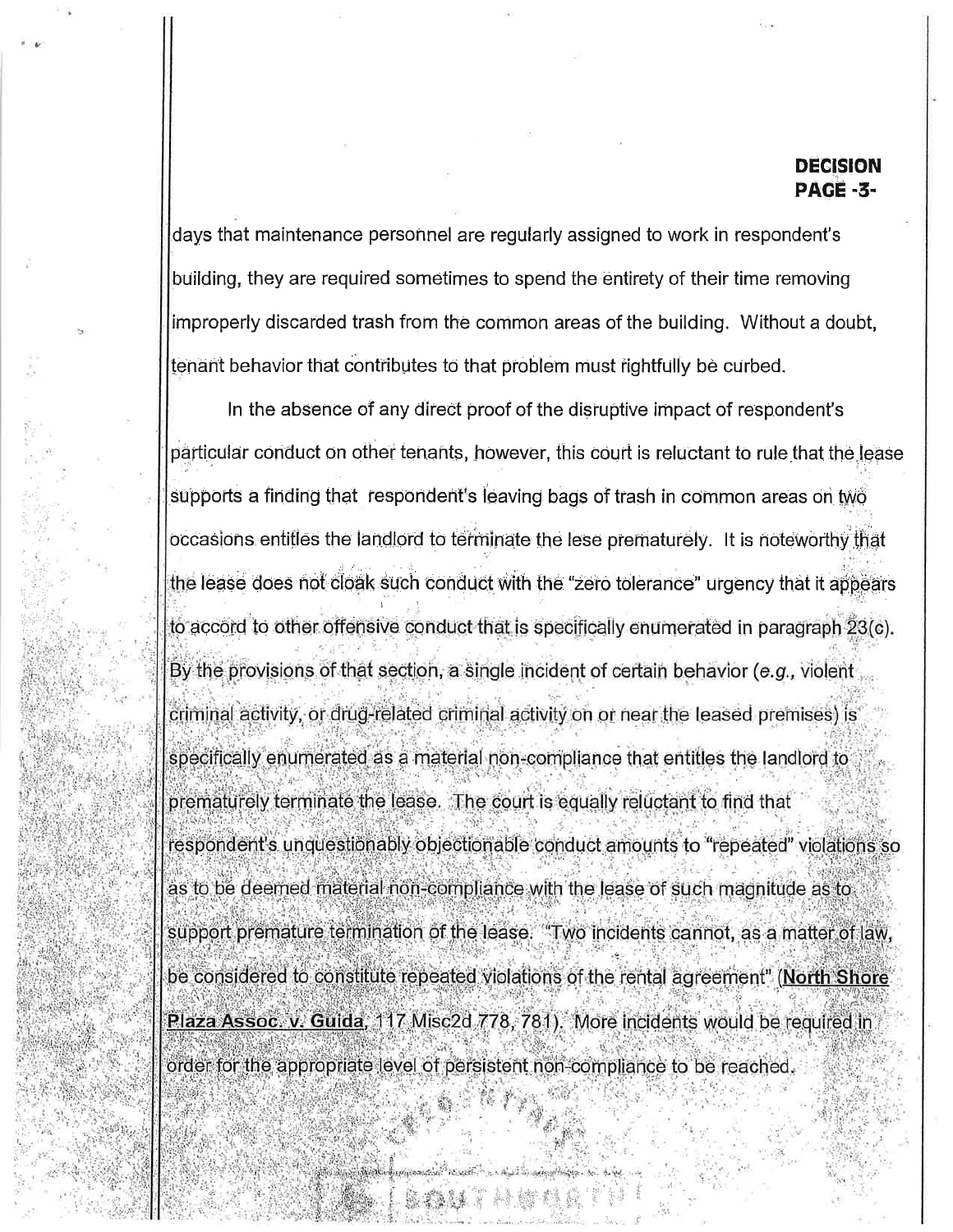days that maintenance personnel are regularly assigned to work in respondent's building, they are required sometimes to spend the entirety of their time removing improperly discarded trash from the common areas of the building. Without a doubt, tenant behavior that contributes to that problem must rightfully be curbed.

In the absence of any direct proof of the disruptive impact of respondent's particular conduct on other tenants, however, this court is reluctant to rule that the lease supports a finding that respondent's leaving bags of trash in common areas on two occasions entitles the landlord to terminate the lese prematurely. It is noteworthy that the lease does not cloak such conduct with the "zero tolerance" urgency that it appears to accord to other offensive conduct that is specifically enumerated in paragraph 23(c). By the provisions of that section, a single incident of certain behavior (*e.g.*, violent criminal activity, or drug-related criminal activity on or near the leased premises) is specifically enumerated as a material non-compliance that entitles the landlord to prematurely terminate the lease. The court is equally reluctant to find that respondent's unquestionably objectionable conduct amounts to "repeated" violations so as to be deemed material non-compliance with the lease of such magnitude as to support premature termination of the lease. "Two incidents cannot, as a matter of law, be considered to constitute repeated violations of the rental agreement" (**North Shore Plaza Assoc. v. Guida**, 117 Misc2d 778, 781). More incidents would be required in order for the appropriate level of persistent non-compliance to be reached.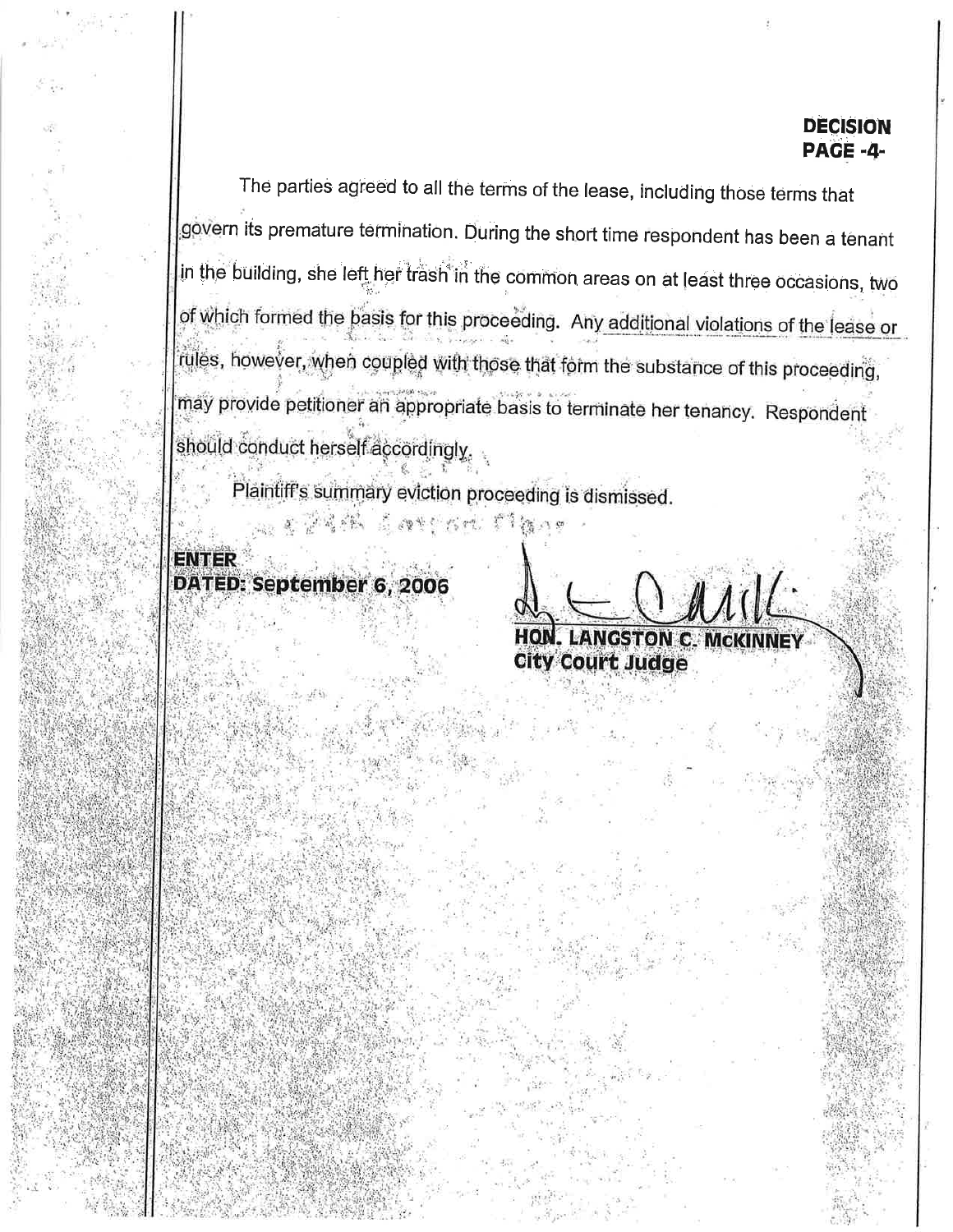The parties agreed to all the terms of the lease, including those terms that govern its premature termination. During the short time respondent has been a tenant in the building, she left her trash in the common areas on at least three occasions, two of which formed the basis for this proceeding. Any additional violations of the lease or rules, however, when coupled with those that form the substance of this proceeding, may provide petitioner an appropriate basis to terminate her tenancy. Respondent should conduct herself accordingly.

Plaintiff's summary eviction proceeding is dismissed.

**ENTER**

**DATED: September 6, 2006**

**HON. LANGSTON C. McKINNEY**
**City Court Judge**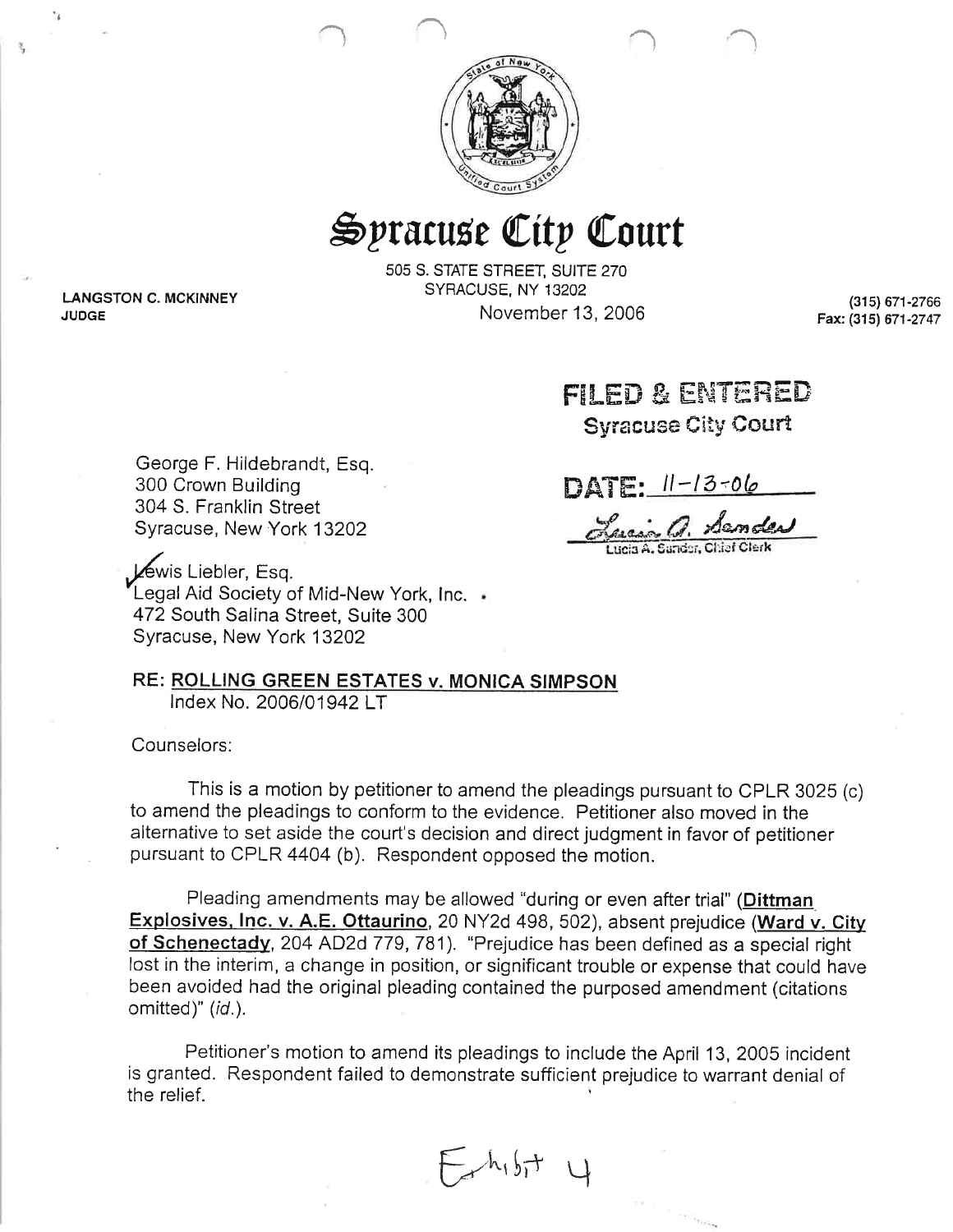# Syracuse City Court

505 S. STATE STREET, SUITE 270
SYRACUSE, NY 13202

**LANGSTON C. MCKINNEY**
**JUDGE**

November 13, 2006

(315) 671-2766
Fax: (315) 671-2747

**FILED & ENTERED**
**Syracuse City Court**

**DATE:** 11-13-06

Lucia A. Sander, Chief Clerk

George F. Hildebrandt, Esq.
300 Crown Building
304 S. Franklin Street
Syracuse, New York 13202

Lewis Liebler, Esq.
Legal Aid Society of Mid-New York, Inc.
472 South Salina Street, Suite 300
Syracuse, New York 13202

**RE: ROLLING GREEN ESTATES v. MONICA SIMPSON**
Index No. 2006/01942 LT

Counselors:

This is a motion by petitioner to amend the pleadings pursuant to CPLR 3025 (c) to amend the pleadings to conform to the evidence. Petitioner also moved in the alternative to set aside the court's decision and direct judgment in favor of petitioner pursuant to CPLR 4404 (b). Respondent opposed the motion.

Pleading amendments may be allowed "during or even after trial" (**Dittman Explosives, Inc. v. A.E. Ottaurino**, 20 NY2d 498, 502), absent prejudice (**Ward v. City of Schenectady**, 204 AD2d 779, 781). "Prejudice has been defined as a special right lost in the interim, a change in position, or significant trouble or expense that could have been avoided had the original pleading contained the purposed amendment (citations omitted)" (*id.*).

Petitioner's motion to amend its pleadings to include the April 13, 2005 incident is granted. Respondent failed to demonstrate sufficient prejudice to warrant denial of the relief.

Exhibit 4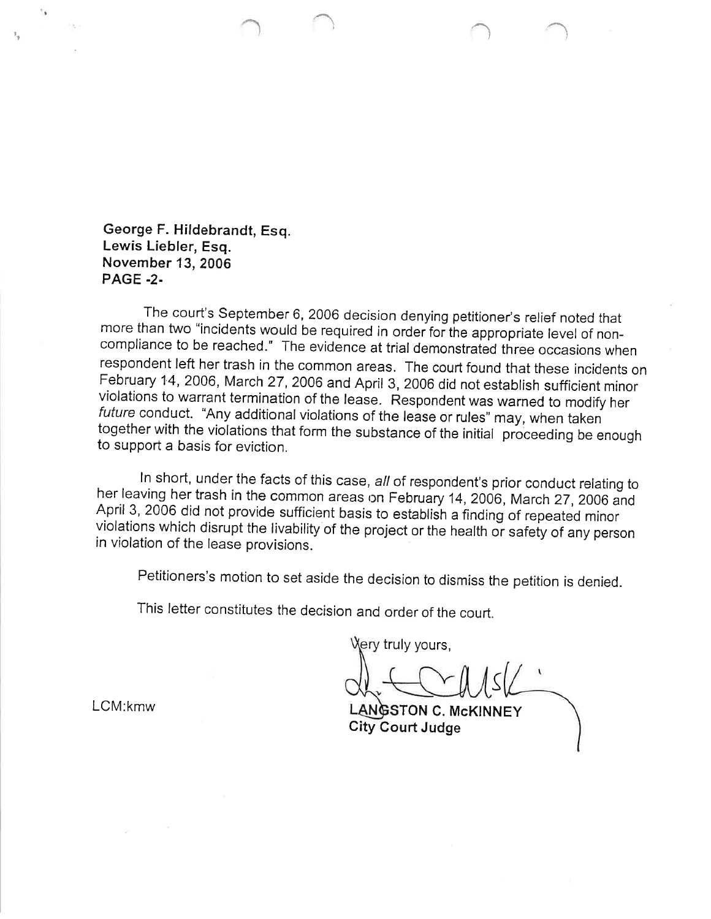George F. Hildebrandt, Esq.
Lewis Liebler, Esq.
November 13, 2006
PAGE -2-

The court's September 6, 2006 decision denying petitioner's relief noted that more than two "incidents would be required in order for the appropriate level of non-compliance to be reached." The evidence at trial demonstrated three occasions when respondent left her trash in the common areas. The court found that these incidents on February 14, 2006, March 27, 2006 and April 3, 2006 did not establish sufficient minor violations to warrant termination of the lease. Respondent was warned to modify her *future* conduct. "Any additional violations of the lease or rules" may, when taken together with the violations that form the substance of the initial proceeding be enough to support a basis for eviction.

In short, under the facts of this case, *all* of respondent's prior conduct relating to her leaving her trash in the common areas on February 14, 2006, March 27, 2006 and April 3, 2006 did not provide sufficient basis to establish a finding of repeated minor violations which disrupt the livability of the project or the health or safety of any person in violation of the lease provisions.

Petitioners's motion to set aside the decision to dismiss the petition is denied.

This letter constitutes the decision and order of the court.

Very truly yours,

LANGSTON C. McKINNEY
City Court Judge

LCM:kmw